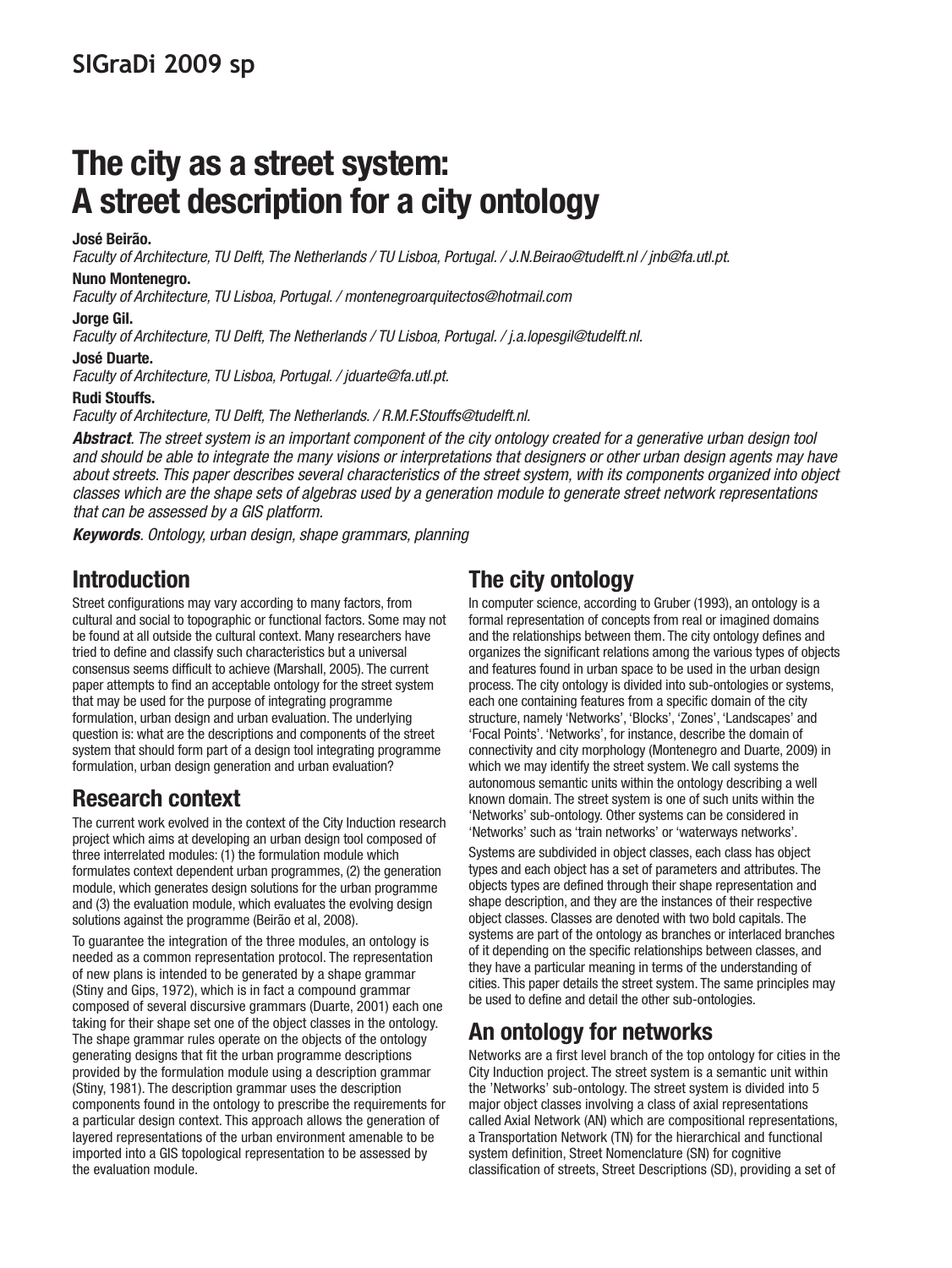# The city as a street system: A street description for a city ontology

**José Beirão.**
*Faculty of Architecture, TU Delft, The Netherlands / TU Lisboa, Portugal. / J.N.Beirao@tudelft.nl / jnb@fa.utl.pt.*

**Nuno Montenegro.**
*Faculty of Architecture, TU Lisboa, Portugal. / montenegroarquitectos@hotmail.com*

**Jorge Gil.**
*Faculty of Architecture, TU Delft, The Netherlands / TU Lisboa, Portugal. / j.a.lopesgil@tudelft.nl.*

**José Duarte.**
*Faculty of Architecture, TU Lisboa, Portugal. / jduarte@fa.utl.pt.*

**Rudi Stouffs.**
*Faculty of Architecture, TU Delft, The Netherlands. / R.M.F.Stouffs@tudelft.nl.*

***Abstract**. The street system is an important component of the city ontology created for a generative urban design tool and should be able to integrate the many visions or interpretations that designers or other urban design agents may have about streets. This paper describes several characteristics of the street system, with its components organized into object classes which are the shape sets of algebras used by a generation module to generate street network representations that can be assessed by a GIS platform.*

***Keywords**. Ontology, urban design, shape grammars, planning*

## Introduction

Street configurations may vary according to many factors, from cultural and social to topographic or functional factors. Some may not be found at all outside the cultural context. Many researchers have tried to define and classify such characteristics but a universal consensus seems difficult to achieve (Marshall, 2005). The current paper attempts to find an acceptable ontology for the street system that may be used for the purpose of integrating programme formulation, urban design and urban evaluation. The underlying question is: what are the descriptions and components of the street system that should form part of a design tool integrating programme formulation, urban design generation and urban evaluation?

## Research context

The current work evolved in the context of the City Induction research project which aims at developing an urban design tool composed of three interrelated modules: (1) the formulation module which formulates context dependent urban programmes, (2) the generation module, which generates design solutions for the urban programme and (3) the evaluation module, which evaluates the evolving design solutions against the programme (Beirão et al, 2008).

To guarantee the integration of the three modules, an ontology is needed as a common representation protocol. The representation of new plans is intended to be generated by a shape grammar (Stiny and Gips, 1972), which is in fact a compound grammar composed of several discursive grammars (Duarte, 2001) each one taking for their shape set one of the object classes in the ontology. The shape grammar rules operate on the objects of the ontology generating designs that fit the urban programme descriptions provided by the formulation module using a description grammar (Stiny, 1981). The description grammar uses the description components found in the ontology to prescribe the requirements for a particular design context. This approach allows the generation of layered representations of the urban environment amenable to be imported into a GIS topological representation to be assessed by the evaluation module.

## The city ontology

In computer science, according to Gruber (1993), an ontology is a formal representation of concepts from real or imagined domains and the relationships between them. The city ontology defines and organizes the significant relations among the various types of objects and features found in urban space to be used in the urban design process. The city ontology is divided into sub-ontologies or systems, each one containing features from a specific domain of the city structure, namely 'Networks', 'Blocks', 'Zones', 'Landscapes' and 'Focal Points'. 'Networks', for instance, describe the domain of connectivity and city morphology (Montenegro and Duarte, 2009) in which we may identify the street system. We call systems the autonomous semantic units within the ontology describing a well known domain. The street system is one of such units within the 'Networks' sub-ontology. Other systems can be considered in 'Networks' such as 'train networks' or 'waterways networks'.

Systems are subdivided in object classes, each class has object types and each object has a set of parameters and attributes. The objects types are defined through their shape representation and shape description, and they are the instances of their respective object classes. Classes are denoted with two bold capitals. The systems are part of the ontology as branches or interlaced branches of it depending on the specific relationships between classes, and they have a particular meaning in terms of the understanding of cities. This paper details the street system. The same principles may be used to define and detail the other sub-ontologies.

## An ontology for networks

Networks are a first level branch of the top ontology for cities in the City Induction project. The street system is a semantic unit within the 'Networks' sub-ontology. The street system is divided into 5 major object classes involving a class of axial representations called Axial Network (AN) which are compositional representations, a Transportation Network (TN) for the hierarchical and functional system definition, Street Nomenclature (SN) for cognitive classification of streets, Street Descriptions (SD), providing a set of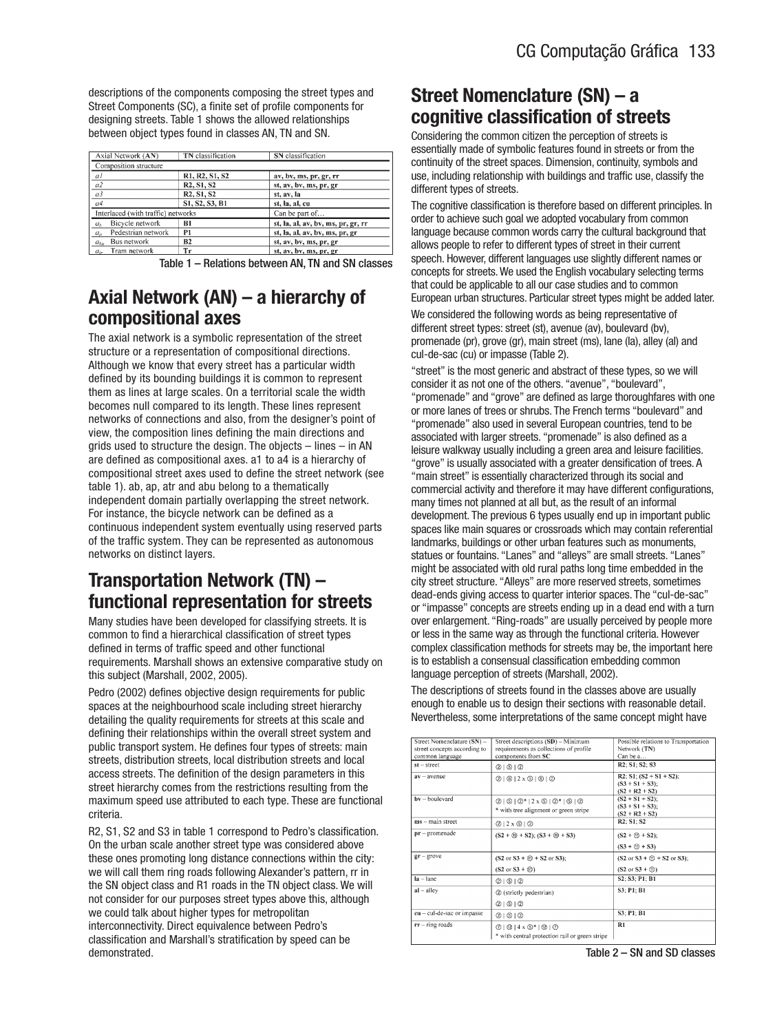descriptions of the components composing the street types and Street Components (SC), a finite set of profile components for designing streets. Table 1 shows the allowed relationships between object types found in classes AN, TN and SN.

| Axial Network (AN) | TN classification | SN classification |
|---|---|---|
| Composition structure | | |
| a1 | R1, R2, S1, S2 | av, bv, ms, pr, gr, rr |
| a2 | R2, S1, S2 | st, av, bv, ms, pr, gr |
| a3 | R2, S1, S2 | st, av, la |
| a4 | S1, S2, S3, B1 | st, la, al, cu |
| Interlaced (with traffic) networks | | Can be part of… |
| $a_b$ Bicycle network | B1 | st, la, al, av, bv, ms, pr, gr, rr |
| $a_p$ Pedestrian network | P1 | st, la, al, av, bv, ms, pr, gr |
| $a_{bu}$ Bus network | B2 | st, av, bv, ms, pr, gr |
| $a_{tr}$ Tram network | Tr | st, av, bv, ms, pr, gr |

Table 1 – Relations between AN, TN and SN classes

## Axial Network (AN) – a hierarchy of compositional axes

The axial network is a symbolic representation of the street structure or a representation of compositional directions. Although we know that every street has a particular width defined by its bounding buildings it is common to represent them as lines at large scales. On a territorial scale the width becomes null compared to its length. These lines represent networks of connections and also, from the designer's point of view, the composition lines defining the main directions and grids used to structure the design. The objects – lines – in AN are defined as compositional axes. a1 to a4 is a hierarchy of compositional street axes used to define the street network (see table 1). ab, ap, atr and abu belong to a thematically independent domain partially overlapping the street network. For instance, the bicycle network can be defined as a continuous independent system eventually using reserved parts of the traffic system. They can be represented as autonomous networks on distinct layers.

## Transportation Network (TN) – functional representation for streets

Many studies have been developed for classifying streets. It is common to find a hierarchical classification of street types defined in terms of traffic speed and other functional requirements. Marshall shows an extensive comparative study on this subject (Marshall, 2002, 2005).

Pedro (2002) defines objective design requirements for public spaces at the neighbourhood scale including street hierarchy detailing the quality requirements for streets at this scale and defining their relationships within the overall street system and public transport system. He defines four types of streets: main streets, distribution streets, local distribution streets and local access streets. The definition of the design parameters in this street hierarchy comes from the restrictions resulting from the maximum speed use attributed to each type. These are functional criteria.

R2, S1, S2 and S3 in table 1 correspond to Pedro's classification. On the urban scale another street type was considered above these ones promoting long distance connections within the city: we will call them ring roads following Alexander's pattern, rr in the SN object class and R1 roads in the TN object class. We will not consider for our purposes street types above this, although we could talk about higher types for metropolitan interconnectivity. Direct equivalence between Pedro's classification and Marshall's stratification by speed can be demonstrated.

## Street Nomenclature (SN) – a cognitive classification of streets

Considering the common citizen the perception of streets is essentially made of symbolic features found in streets or from the continuity of the street spaces. Dimension, continuity, symbols and use, including relationship with buildings and traffic use, classify the different types of streets.

The cognitive classification is therefore based on different principles. In order to achieve such goal we adopted vocabulary from common language because common words carry the cultural background that allows people to refer to different types of street in their current speech. However, different languages use slightly different names or concepts for streets. We used the English vocabulary selecting terms that could be applicable to all our case studies and to common European urban structures. Particular street types might be added later.

We considered the following words as being representative of different street types: street (st), avenue (av), boulevard (bv), promenade (pr), grove (gr), main street (ms), lane (la), alley (al) and cul-de-sac (cu) or impasse (Table 2).

"street" is the most generic and abstract of these types, so we will consider it as not one of the others. "avenue", "boulevard", "promenade" and "grove" are defined as large thoroughfares with one or more lanes of trees or shrubs. The French terms "boulevard" and "promenade" also used in several European countries, tend to be associated with larger streets. "promenade" is also defined as a leisure walkway usually including a green area and leisure facilities. "grove" is usually associated with a greater densification of trees. A "main street" is essentially characterized through its social and commercial activity and therefore it may have different configurations, many times not planned at all but, as the result of an informal development. The previous 6 types usually end up in important public spaces like main squares or crossroads which may contain referential landmarks, buildings or other urban features such as monuments, statues or fountains. "Lanes" and "alleys" are small streets. "Lanes" might be associated with old rural paths long time embedded in the city street structure. "Alleys" are more reserved streets, sometimes dead-ends giving access to quarter interior spaces. The "cul-de-sac" or "impasse" concepts are streets ending up in a dead end with a turn over enlargement. "Ring-roads" are usually perceived by people more or less in the same way as through the functional criteria. However complex classification methods for streets may be, the important here is to establish a consensual classification embedding common language perception of streets (Marshall, 2002).

The descriptions of streets found in the classes above are usually enough to enable us to design their sections with reasonable detail. Nevertheless, some interpretations of the same concept might have

| Street Nomenclature (SN) – street concepts according to common language | Street descriptions (SD) – Minimum requirements as collections of profile components from SC | Possible relations to Transportation Network (TN) Can be a… |
|---|---|---|
| st – street | ② \| ⑤ \| ② | R2; S1; S2; S3 |
| av – avenue | ② \| ⑧ \| 2 x ⑤ \| ⑧ \| ② | R2; S1; (S2 + S1 + S2); (S3 + S1 + S3); (S2 + R2 + S2) |
| bv – boulevard | ② \| ⑤ \| ②* \| 2 x ⑤ \| ②* \| ⑤ \| ② * with tree alignment or green stripe | (S2 + S1 + S2); (S3 + S1 + S3); (S2 + R2 + S2) |
| ms – main street | ② \| 2 x ⑤ \| ② | R2; S1; S2 |
| pr – promenade | (S2 + ⑩ + S2); (S3 + ⑩ + S3) | (S2 + ⑩ + S2); (S3 + ⑩ + S3) |
| gr – grove | (S2 or S3 + ⑪ + S2 or S3); (S2 or S3 + ⑪) | (S2 or S3 + ⑪ + S2 or S3); (S2 or S3 + ⑪) |
| la – lane | ② \| ⑤ \| ② | S2; S3; P1; B1 |
| al – alley | ② (strictly pedestrian) ② \| ⑤ \| ② | S3; P1; B1 |
| cu – cul-de-sac or impasse | ② \| ⑤ \| ② | S3; P1; B1 |
| rr – ring roads | ⑦ \| ⑨ \| 4 x ⑤* \| ⑨ \| ⑦ * with central protection rail or green stripe | R1 |

Table 2 – SN and SD classes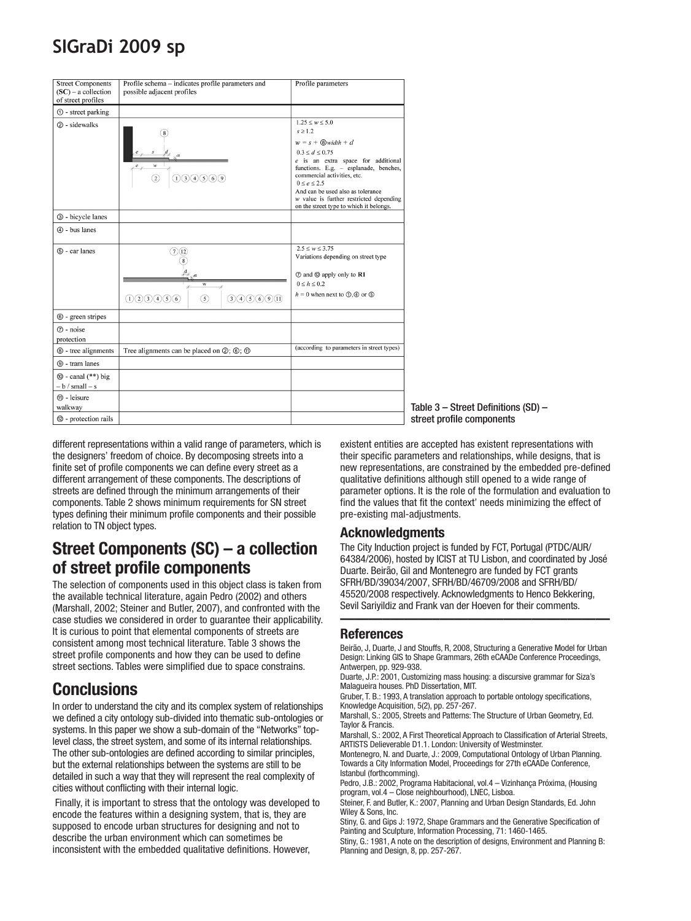| Street Components (SC) – a collection of street profiles | Profile schema – indicates profile parameters and possible adjacent profiles | Profile parameters |
|---|---|---|
| ① - street parking | | |
| ② - sidewalks | ⑧ e s d h w ② ①③④⑤⑥⑨ | $1.25 \leq w \leq 5.0$ $s \geq 1.2$ $w = s +$ ⑥$width + d$ $0.3 \leq d \leq 0.75$ $e$ is an extra space for additional functions. E.g. – esplanade, benches, commercial activities, etc. $0 \leq e \leq 2.5$ And can be used also as tolerance $w$ value is further restricted depending on the street type to which it belongs. |
| ③ - bicycle lanes | | |
| ④ - bus lanes | | |
| ⑤ - car lanes | ⑦⑫ ⑧ d h w ①②③④⑤⑥ ⑤ ③④⑤⑥⑨⑪ | $2.5 \leq w \leq 3.75$ Variations depending on street type ⑦ and ⑫ apply only to **R1** $0 \leq h \leq 0.2$ $h = 0$ when next to ①,④ or ⑤ |
| ⑥ - green stripes | | |
| ⑦ - noise protection | | |
| ⑧ - tree alignments | Tree alignments can be placed on ②; ⑥; ⑪ | (according to parameters in street types) |
| ⑨ - tram lanes | | |
| ⑩ - canal (**) big – b / small – s | | |
| ⑪ - leisure walkway | | |
| ⑫ - protection rails | | |

Table 3 – Street Definitions (SD) – street profile components

different representations within a valid range of parameters, which is the designers' freedom of choice. By decomposing streets into a finite set of profile components we can define every street as a different arrangement of these components. The descriptions of streets are defined through the minimum arrangements of their components. Table 2 shows minimum requirements for SN street types defining their minimum profile components and their possible relation to TN object types.

## Street Components (SC) – a collection of street profile components

The selection of components used in this object class is taken from the available technical literature, again Pedro (2002) and others (Marshall, 2002; Steiner and Butler, 2007), and confronted with the case studies we considered in order to guarantee their applicability. It is curious to point that elemental components of streets are consistent among most technical literature. Table 3 shows the street profile components and how they can be used to define street sections. Tables were simplified due to space constrains.

## Conclusions

In order to understand the city and its complex system of relationships we defined a city ontology sub-divided into thematic sub-ontologies or systems. In this paper we show a sub-domain of the "Networks" top-level class, the street system, and some of its internal relationships. The other sub-ontologies are defined according to similar principles, but the external relationships between the systems are still to be detailed in such a way that they will represent the real complexity of cities without conflicting with their internal logic.

Finally, it is important to stress that the ontology was developed to encode the features within a designing system, that is, they are supposed to encode urban structures for designing and not to describe the urban environment which can sometimes be inconsistent with the embedded qualitative definitions. However, existent entities are accepted has existent representations with their specific parameters and relationships, while designs, that is new representations, are constrained by the embedded pre-defined qualitative definitions although still opened to a wide range of parameter options. It is the role of the formulation and evaluation to find the values that fit the context' needs minimizing the effect of pre-existing mal-adjustments.

## Acknowledgments

The City Induction project is funded by FCT, Portugal (PTDC/AUR/64384/2006), hosted by ICIST at TU Lisbon, and coordinated by José Duarte. Beirão, Gil and Montenegro are funded by FCT grants SFRH/BD/39034/2007, SFRH/BD/46709/2008 and SFRH/BD/45520/2008 respectively. Acknowledgments to Henco Bekkering, Sevil Sariyildiz and Frank van der Hoeven for their comments.

## References

Beirão, J, Duarte, J and Stouffs, R, 2008, Structuring a Generative Model for Urban Design: Linking GIS to Shape Grammars, 26th eCAADe Conference Proceedings, Antwerpen, pp. 929-938.

Duarte, J.P.: 2001, Customizing mass housing: a discursive grammar for Siza's Malagueira houses. PhD Dissertation, MIT.

Gruber, T. B.: 1993, A translation approach to portable ontology specifications, Knowledge Acquisition, 5(2), pp. 257-267.

Marshall, S.: 2005, Streets and Patterns: The Structure of Urban Geometry, Ed. Taylor & Francis.

Marshall, S.: 2002, A First Theoretical Approach to Classification of Arterial Streets, ARTISTS Delieverable D1.1. London: University of Westminster.

Montenegro, N. and Duarte, J.: 2009, Computational Ontology of Urban Planning. Towards a City Information Model, Proceedings for 27th eCAADe Conference, Istanbul (forthcomming).

Pedro, J.B.: 2002, Programa Habitacional, vol.4 – Vizinhança Próxima, (Housing program, vol.4 – Close neighbourhood), LNEC, Lisboa.

Steiner, F. and Butler, K.: 2007, Planning and Urban Design Standards, Ed. John Wiley & Sons, Inc.

Stiny, G. and Gips J: 1972, Shape Grammars and the Generative Specification of Painting and Sculpture, Information Processing, 71: 1460-1465.

Stiny, G.: 1981, A note on the description of designs, Environment and Planning B: Planning and Design, 8, pp. 257-267.